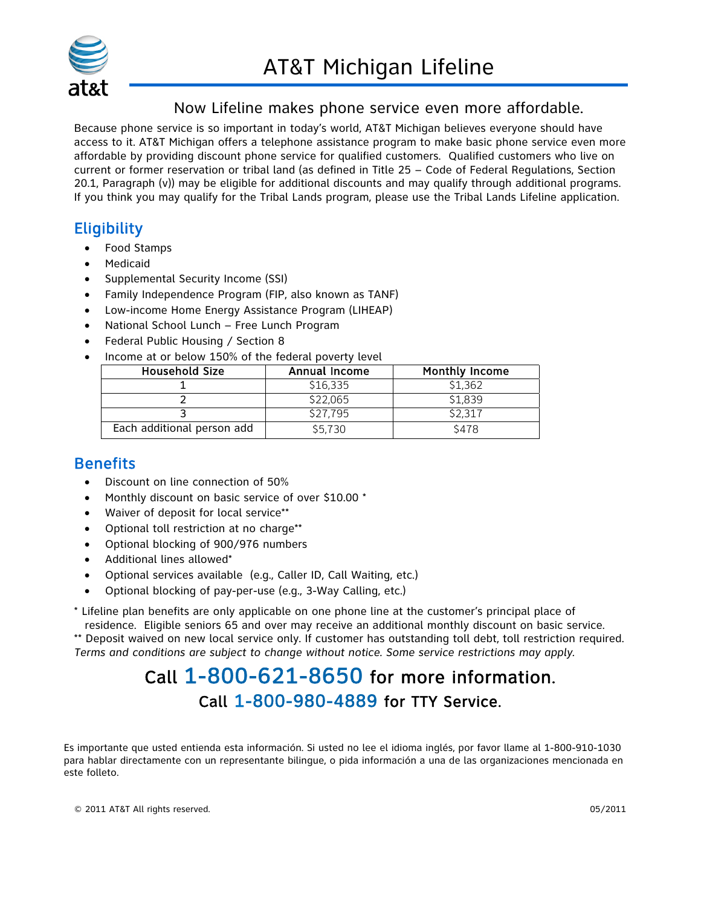# AT&T Michigan Lifeline

## Now Lifeline makes phone service even more affordable.

Because phone service is so important in today's world, AT&T Michigan believes everyone should have access to it. AT&T Michigan offers a telephone assistance program to make basic phone service even more affordable by providing discount phone service for qualified customers. Qualified customers who live on current or former reservation or tribal land (as defined in Title 25 – Code of Federal Regulations, Section 20.1, Paragraph (v)) may be eligible for additional discounts and may qualify through additional programs. If you think you may qualify for the Tribal Lands program, please use the Tribal Lands Lifeline application.

## Eligibility

- Food Stamps
- Medicaid
- Supplemental Security Income (SSI)
- Family Independence Program (FIP, also known as TANF)
- Low-income Home Energy Assistance Program (LIHEAP)
- National School Lunch – Free Lunch Program
- Federal Public Housing / Section 8
- Income at or below 150% of the federal poverty level

| Household Size | Annual Income | Monthly Income |
|---|---|---|
| 1 | $16,335 | $1,362 |
| 2 | $22,065 | $1,839 |
| 3 | $27,795 | $2,317 |
| Each additional person add | $5,730 | $478 |

## Benefits

- Discount on line connection of 50%
- Monthly discount on basic service of over $10.00 *
- Waiver of deposit for local service**
- Optional toll restriction at no charge**
- Optional blocking of 900/976 numbers
- Additional lines allowed*
- Optional services available (e.g., Caller ID, Call Waiting, etc.)
- Optional blocking of pay-per-use (e.g., 3-Way Calling, etc.)

* Lifeline plan benefits are only applicable on one phone line at the customer's principal place of residence. Eligible seniors 65 and over may receive an additional monthly discount on basic service.
** Deposit waived on new local service only. If customer has outstanding toll debt, toll restriction required.
*Terms and conditions are subject to change without notice. Some service restrictions may apply.*

**Call 1-800-621-8650 for more information.**
**Call 1-800-980-4889 for TTY Service.**

Es importante que usted entienda esta información. Si usted no lee el idioma inglés, por favor llame al 1-800-910-1030 para hablar directamente con un representante bilingue, o pida información a una de las organizaciones mencionada en este folleto.

© 2011 AT&T All rights reserved. 05/2011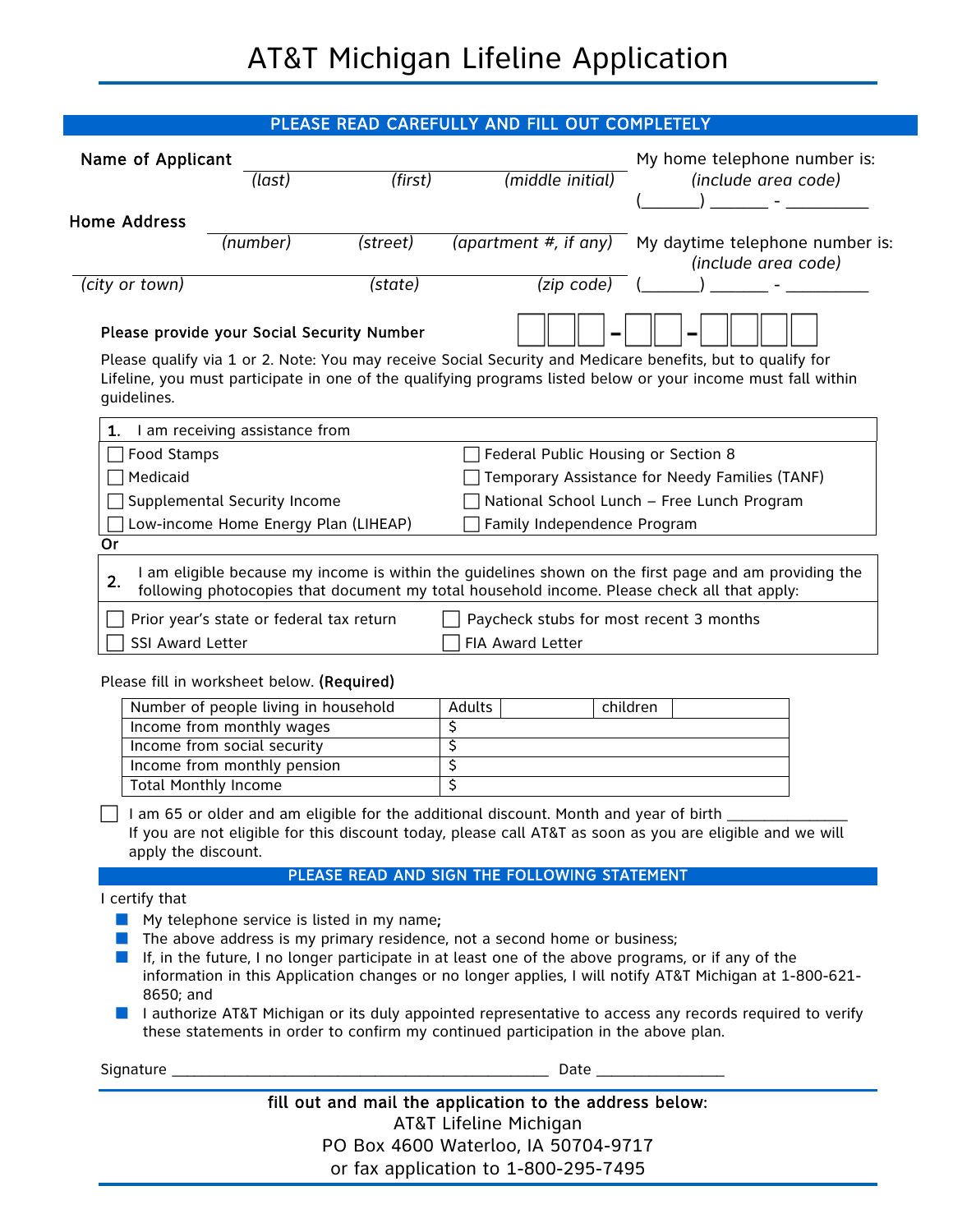# AT&T Michigan Lifeline Application

**PLEASE READ CAREFULLY AND FILL OUT COMPLETELY**

**Name of Applicant** ______________________________________________
*(last)* *(first)* *(middle initial)*

My home telephone number is:
*(include area code)*
(______) ______ - _________

**Home Address** ______________________________________________
*(number)* *(street)* *(apartment #, if any)*

My daytime telephone number is:
*(include area code)*
(______) ______ - _________

______________________________________________
*(city or town)* *(state)* *(zip code)*

**Please provide your Social Security Number** ☐☐☐ - ☐☐ - ☐☐☐☐

Please qualify via 1 or 2. Note: You may receive Social Security and Medicare benefits, but to qualify for Lifeline, you must participate in one of the qualifying programs listed below or your income must fall within guidelines.

**1.** I am receiving assistance from

- ☐ Food Stamps
- ☐ Medicaid
- ☐ Supplemental Security Income
- ☐ Low-income Home Energy Plan (LIHEAP)
- ☐ Federal Public Housing or Section 8
- ☐ Temporary Assistance for Needy Families (TANF)
- ☐ National School Lunch – Free Lunch Program
- ☐ Family Independence Program

Or

**2.** I am eligible because my income is within the guidelines shown on the first page and am providing the following photocopies that document my total household income. Please check all that apply:

- ☐ Prior year's state or federal tax return
- ☐ SSI Award Letter
- ☐ Paycheck stubs for most recent 3 months
- ☐ FIA Award Letter

Please fill in worksheet below. **(Required)**

| Number of people living in household | Adults | | children | |
|---|---|---|---|---|
| Income from monthly wages | $ | | | |
| Income from social security | $ | | | |
| Income from monthly pension | $ | | | |
| Total Monthly Income | $ | | | |

☐ I am 65 or older and am eligible for the additional discount. Month and year of birth ______________
If you are not eligible for this discount today, please call AT&T as soon as you are eligible and we will apply the discount.

**PLEASE READ AND SIGN THE FOLLOWING STATEMENT**

I certify that

- My telephone service is listed in my name;
- The above address is my primary residence, not a second home or business;
- If, in the future, I no longer participate in at least one of the above programs, or if any of the information in this Application changes or no longer applies, I will notify AT&T Michigan at 1-800-621-8650; and
- I authorize AT&T Michigan or its duly appointed representative to access any records required to verify these statements in order to confirm my continued participation in the above plan.

Signature ______________________________________________ Date ______________

**fill out and mail the application to the address below:**
AT&T Lifeline Michigan
PO Box 4600 Waterloo, IA 50704-9717
or fax application to 1-800-295-7495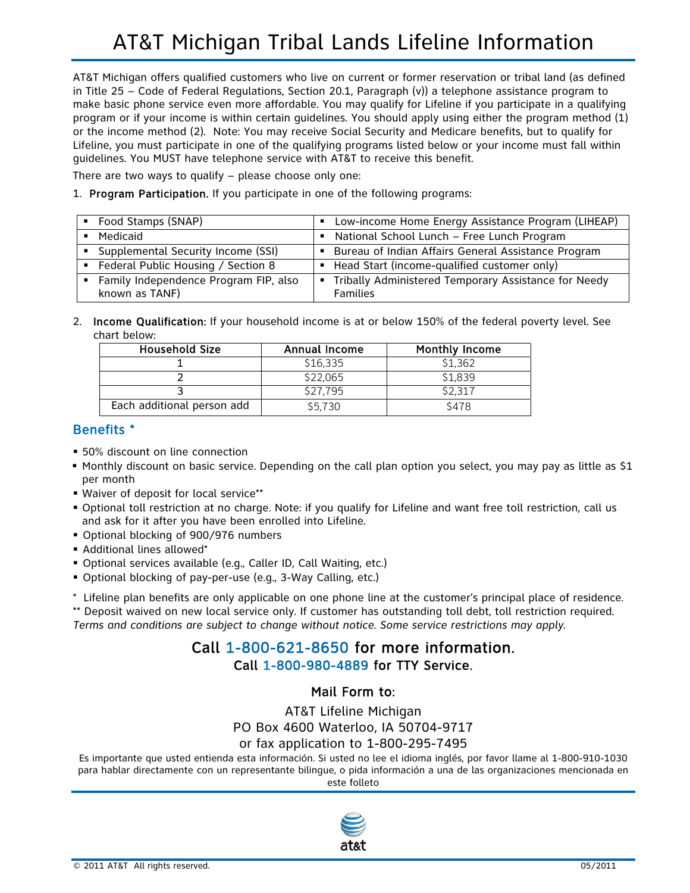# AT&T Michigan Tribal Lands Lifeline Information

AT&T Michigan offers qualified customers who live on current or former reservation or tribal land (as defined in Title 25 – Code of Federal Regulations, Section 20.1, Paragraph (v)) a telephone assistance program to make basic phone service even more affordable. You may qualify for Lifeline if you participate in a qualifying program or if your income is within certain guidelines. You should apply using either the program method (1) or the income method (2). Note: You may receive Social Security and Medicare benefits, but to qualify for Lifeline, you must participate in one of the qualifying programs listed below or your income must fall within guidelines. You MUST have telephone service with AT&T to receive this benefit.

There are two ways to qualify – please choose only one:

1. **Program Participation.** If you participate in one of the following programs:

| | |
|---|---|
| ▪ Food Stamps (SNAP) | ▪ Low-income Home Energy Assistance Program (LIHEAP) |
| ▪ Medicaid | ▪ National School Lunch – Free Lunch Program |
| ▪ Supplemental Security Income (SSI) | ▪ Bureau of Indian Affairs General Assistance Program |
| ▪ Federal Public Housing / Section 8 | ▪ Head Start (income-qualified customer only) |
| ▪ Family Independence Program FIP, also known as TANF) | ▪ Tribally Administered Temporary Assistance for Needy Families |

2. **Income Qualification:** If your household income is at or below 150% of the federal poverty level. See chart below:

| Household Size | Annual Income | Monthly Income |
|---|---|---|
| 1 | $16,335 | $1,362 |
| 2 | $22,065 | $1,839 |
| 3 | $27,795 | $2,317 |
| Each additional person add | $5,730 | $478 |

## Benefits *

- 50% discount on line connection
- Monthly discount on basic service. Depending on the call plan option you select, you may pay as little as $1 per month
- Waiver of deposit for local service**
- Optional toll restriction at no charge. Note: if you qualify for Lifeline and want free toll restriction, call us and ask for it after you have been enrolled into Lifeline.
- Optional blocking of 900/976 numbers
- Additional lines allowed*
- Optional services available (e.g., Caller ID, Call Waiting, etc.)
- Optional blocking of pay-per-use (e.g., 3-Way Calling, etc.)

\* Lifeline plan benefits are only applicable on one phone line at the customer's principal place of residence.

** Deposit waived on new local service only. If customer has outstanding toll debt, toll restriction required.

*Terms and conditions are subject to change without notice. Some service restrictions may apply.*

**Call 1-800-621-8650 for more information.**

**Call 1-800-980-4889 for TTY Service.**

**Mail Form to:**

AT&T Lifeline Michigan
PO Box 4600 Waterloo, IA 50704-9717
or fax application to 1-800-295-7495

Es importante que usted entienda esta información. Si usted no lee el idioma inglés, por favor llame al 1-800-910-1030 para hablar directamente con un representante bilingue, o pida información a una de las organizaciones mencionada en este folleto

at&t

© 2011 AT&T All rights reserved. 05/2011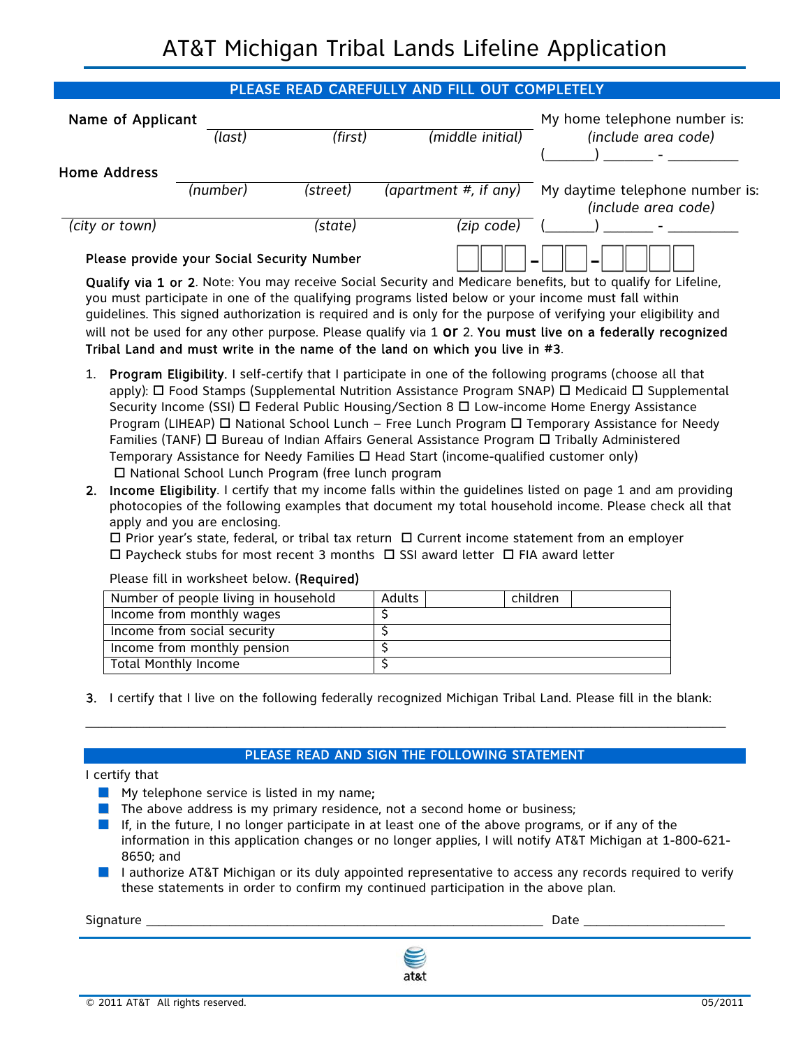# AT&T Michigan Tribal Lands Lifeline Application

**PLEASE READ CAREFULLY AND FILL OUT COMPLETELY**

**Name of Applicant** ______________________________________
*(last)* *(first)* *(middle initial)*

My home telephone number is: *(include area code)*
(______) ______ - _________

**Home Address** ______________________________________
*(number)* *(street)* *(apartment #, if any)*

______________________________________
*(city or town)* *(state)* *(zip code)*

My daytime telephone number is: *(include area code)*
(______) ______ - _________

**Please provide your Social Security Number** ☐☐☐ - ☐☐ - ☐☐☐☐

**Qualify via 1 or 2**. Note: You may receive Social Security and Medicare benefits, but to qualify for Lifeline, you must participate in one of the qualifying programs listed below or your income must fall within guidelines. This signed authorization is required and is only for the purpose of verifying your eligibility and will not be used for any other purpose. Please qualify via 1 **or** 2. **You must live on a federally recognized Tribal Land and must write in the name of the land on which you live in #3**.

1. **Program Eligibility**. I self-certify that I participate in one of the following programs (choose all that apply): ☐ Food Stamps (Supplemental Nutrition Assistance Program SNAP) ☐ Medicaid ☐ Supplemental Security Income (SSI) ☐ Federal Public Housing/Section 8 ☐ Low-income Home Energy Assistance Program (LIHEAP) ☐ National School Lunch – Free Lunch Program ☐ Temporary Assistance for Needy Families (TANF) ☐ Bureau of Indian Affairs General Assistance Program ☐ Tribally Administered Temporary Assistance for Needy Families ☐ Head Start (income-qualified customer only) ☐ National School Lunch Program (free lunch program
2. **Income Eligibility**. I certify that my income falls within the guidelines listed on page 1 and am providing photocopies of the following examples that document my total household income. Please check all that apply and you are enclosing.
   ☐ Prior year's state, federal, or tribal tax return ☐ Current income statement from an employer
   ☐ Paycheck stubs for most recent 3 months ☐ SSI award letter ☐ FIA award letter

   Please fill in worksheet below. **(Required)**

| | | | | |
|---|---|---|---|---|
| Number of people living in household | Adults | | children | |
| Income from monthly wages | $ | | | |
| Income from social security | $ | | | |
| Income from monthly pension | $ | | | |
| Total Monthly Income | $ | | | |

3. I certify that I live on the following federally recognized Michigan Tribal Land. Please fill in the blank:

______________________________________________________________________

**PLEASE READ AND SIGN THE FOLLOWING STATEMENT**

I certify that

- My telephone service is listed in my name;
- The above address is my primary residence, not a second home or business;
- If, in the future, I no longer participate in at least one of the above programs, or if any of the information in this application changes or no longer applies, I will notify AT&T Michigan at 1-800-621-8650; and
- I authorize AT&T Michigan or its duly appointed representative to access any records required to verify these statements in order to confirm my continued participation in the above plan.

Signature ______________________________________ Date __________________

at&t

© 2011 AT&T All rights reserved. 05/2011